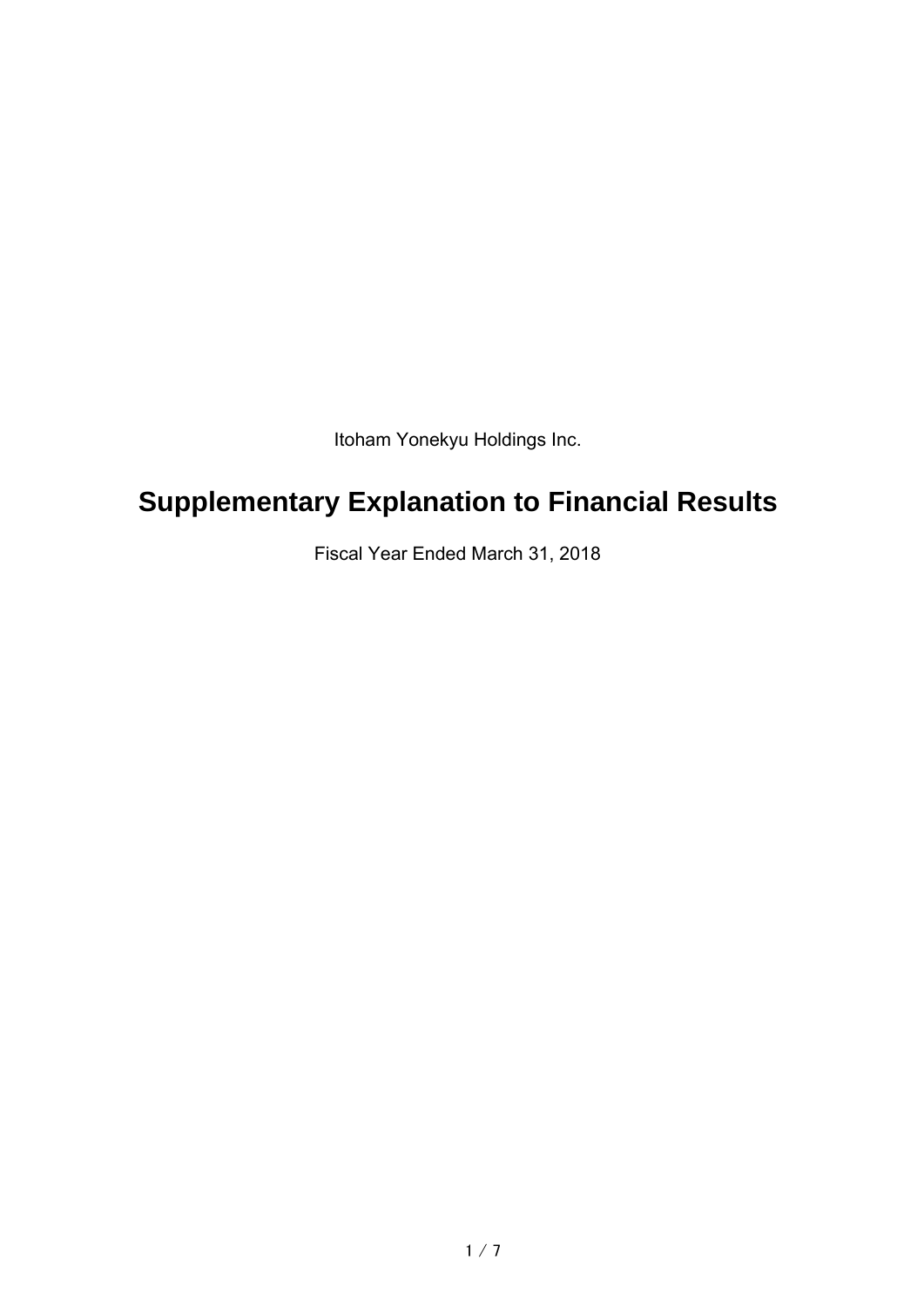Itoham Yonekyu Holdings Inc.

# Supplementary Explanation to Financial Results

Fiscal Year Ended March 31, 2018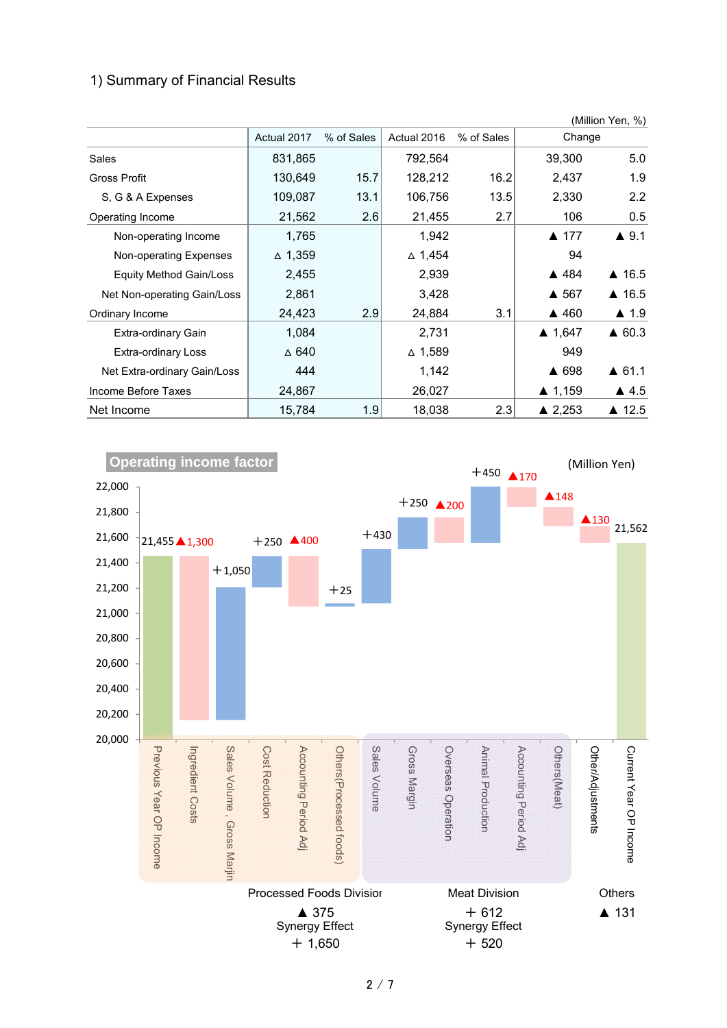### 1) Summary of Financial Results

(Million Yen, %)

| | Actual 2017 | % of Sales | Actual 2016 | % of Sales | Change | |
|---|---|---|---|---|---|---|
| Sales | 831,865 | | 792,564 | | 39,300 | 5.0 |
| Gross Profit | 130,649 | 15.7 | 128,212 | 16.2 | 2,437 | 1.9 |
| S, G & A Expenses | 109,087 | 13.1 | 106,756 | 13.5 | 2,330 | 2.2 |
| Operating Income | 21,562 | 2.6 | 21,455 | 2.7 | 106 | 0.5 |
| Non-operating Income | 1,765 | | 1,942 | | ▲ 177 | ▲ 9.1 |
| Non-operating Expenses | △ 1,359 | | △ 1,454 | | 94 | |
| Equity Method Gain/Loss | 2,455 | | 2,939 | | ▲ 484 | ▲ 16.5 |
| Net Non-operating Gain/Loss | 2,861 | | 3,428 | | ▲ 567 | ▲ 16.5 |
| Ordinary Income | 24,423 | 2.9 | 24,884 | 3.1 | ▲ 460 | ▲ 1.9 |
| Extra-ordinary Gain | 1,084 | | 2,731 | | ▲ 1,647 | ▲ 60.3 |
| Extra-ordinary Loss | △ 640 | | △ 1,589 | | 949 | |
| Net Extra-ordinary Gain/Loss | 444 | | 1,142 | | ▲ 698 | ▲ 61.1 |
| Income Before Taxes | 24,867 | | 26,027 | | ▲ 1,159 | ▲ 4.5 |
| Net Income | 15,784 | 1.9 | 18,038 | 2.3 | ▲ 2,253 | ▲ 12.5 |

**Operating income factor**

(Million Yen)

| Item | Amount |
|---|---|
| Previous Year OP Income | 21,455 |
| Ingredient Costs | ▲1,300 |
| Sales Volume , Gross Marjin | +1,050 |
| Cost Reduction | +250 |
| Accounting Period Adj | ▲400 |
| Others(Processed foods) | +25 |
| Sales Volume | +430 |
| Gross Margin | +250 |
| Overseas Operation | ▲200 |
| Animal Production | +450 |
| Accounting Period Adj | ▲170 |
| Others(Meat) | ▲148 |
| Other/Adjustments | ▲130 |
| Current Year OP Income | 21,562 |

Processed Foods Division: ▲ 375, Synergy Effect + 1,650

Meat Division: + 612, Synergy Effect + 520

Others: ▲ 131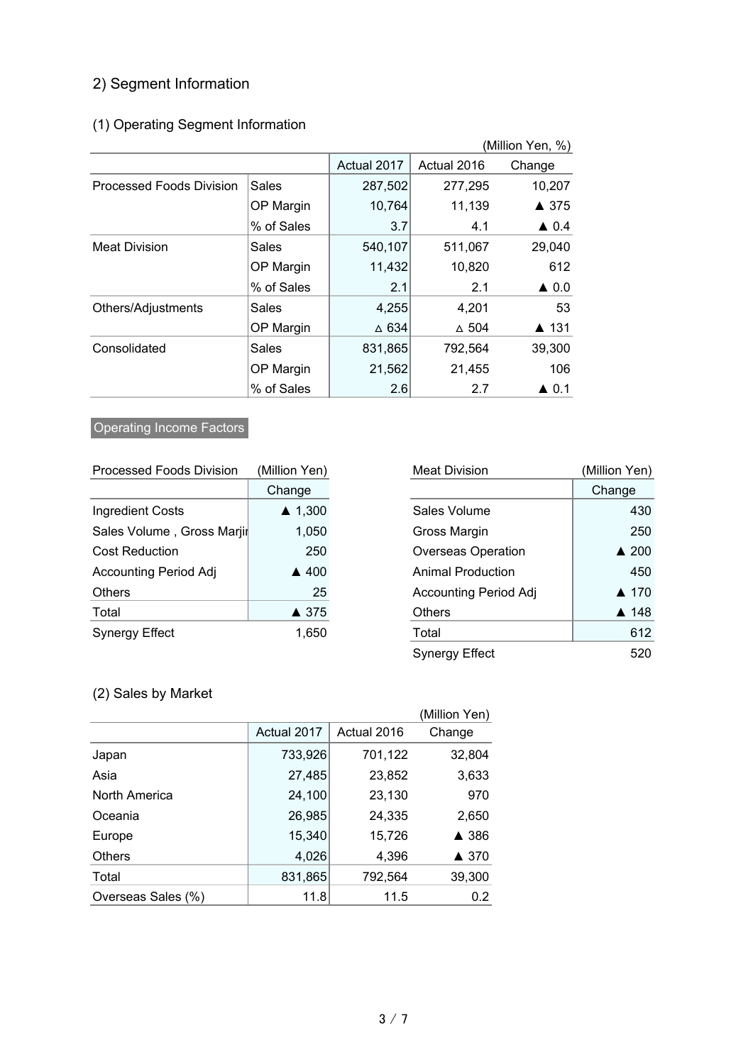## 2) Segment Information

### (1) Operating Segment Information

(Million Yen, %)

| | | Actual 2017 | Actual 2016 | Change |
|---|---|---|---|---|
| Processed Foods Division | Sales | 287,502 | 277,295 | 10,207 |
| | OP Margin | 10,764 | 11,139 | ▲ 375 |
| | % of Sales | 3.7 | 4.1 | ▲ 0.4 |
| Meat Division | Sales | 540,107 | 511,067 | 29,040 |
| | OP Margin | 11,432 | 10,820 | 612 |
| | % of Sales | 2.1 | 2.1 | ▲ 0.0 |
| Others/Adjustments | Sales | 4,255 | 4,201 | 53 |
| | OP Margin | △ 634 | △ 504 | ▲ 131 |
| Consolidated | Sales | 831,865 | 792,564 | 39,300 |
| | OP Margin | 21,562 | 21,455 | 106 |
| | % of Sales | 2.6 | 2.7 | ▲ 0.1 |

Operating Income Factors

| Processed Foods Division | (Million Yen) |
|---|---|
| | Change |
| Ingredient Costs | ▲ 1,300 |
| Sales Volume , Gross Marjin | 1,050 |
| Cost Reduction | 250 |
| Accounting Period Adj | ▲ 400 |
| Others | 25 |
| Total | ▲ 375 |
| Synergy Effect | 1,650 |

| Meat Division | (Million Yen) |
|---|---|
| | Change |
| Sales Volume | 430 |
| Gross Margin | 250 |
| Overseas Operation | ▲ 200 |
| Animal Production | 450 |
| Accounting Period Adj | ▲ 170 |
| Others | ▲ 148 |
| Total | 612 |
| Synergy Effect | 520 |

### (2) Sales by Market

(Million Yen)

| | Actual 2017 | Actual 2016 | Change |
|---|---|---|---|
| Japan | 733,926 | 701,122 | 32,804 |
| Asia | 27,485 | 23,852 | 3,633 |
| North America | 24,100 | 23,130 | 970 |
| Oceania | 26,985 | 24,335 | 2,650 |
| Europe | 15,340 | 15,726 | ▲ 386 |
| Others | 4,026 | 4,396 | ▲ 370 |
| Total | 831,865 | 792,564 | 39,300 |
| Overseas Sales (%) | 11.8 | 11.5 | 0.2 |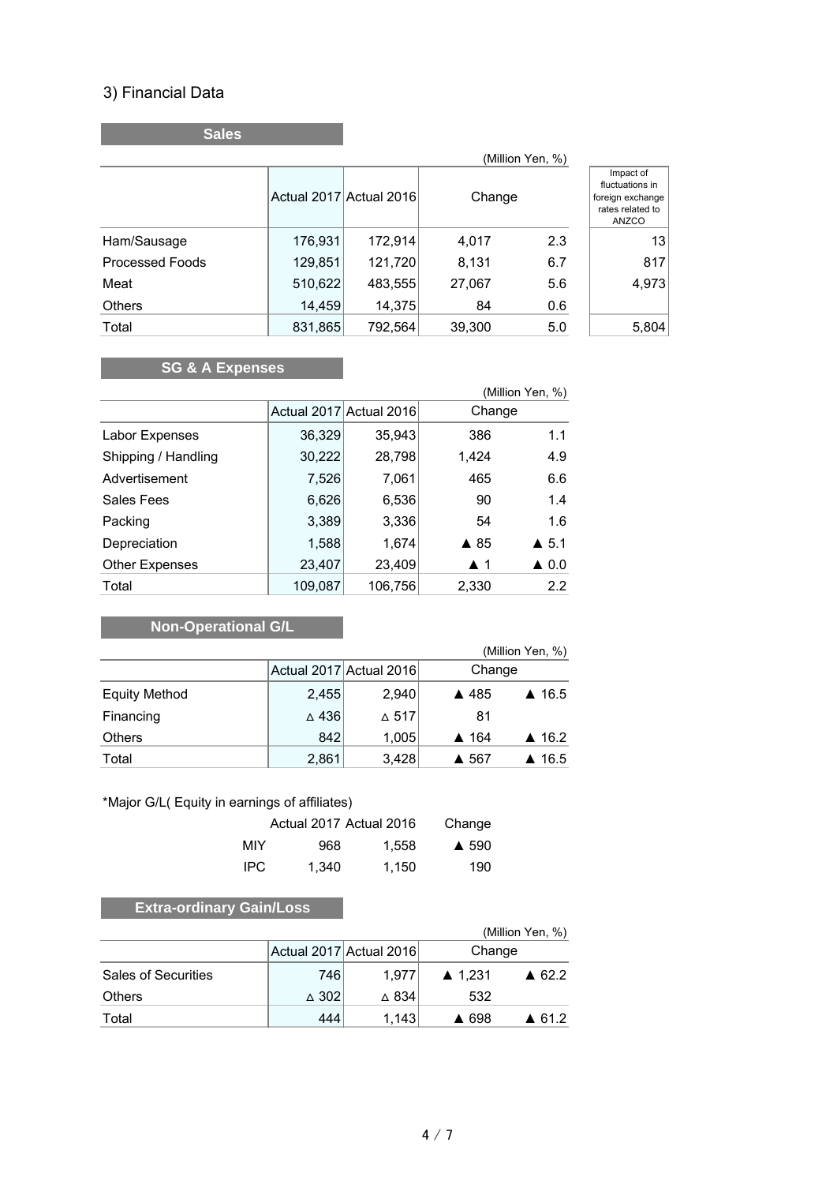### 3) Financial Data

**Sales**

(Million Yen, %)

| | Actual 2017 | Actual 2016 | Change | | Impact of fluctuations in foreign exchange rates related to ANZCO |
|---|---|---|---|---|---|
| Ham/Sausage | 176,931 | 172,914 | 4,017 | 2.3 | 13 |
| Processed Foods | 129,851 | 121,720 | 8,131 | 6.7 | 817 |
| Meat | 510,622 | 483,555 | 27,067 | 5.6 | 4,973 |
| Others | 14,459 | 14,375 | 84 | 0.6 | |
| Total | 831,865 | 792,564 | 39,300 | 5.0 | 5,804 |

**SG & A Expenses**

(Million Yen, %)

| | Actual 2017 | Actual 2016 | Change | |
|---|---|---|---|---|
| Labor Expenses | 36,329 | 35,943 | 386 | 1.1 |
| Shipping / Handling | 30,222 | 28,798 | 1,424 | 4.9 |
| Advertisement | 7,526 | 7,061 | 465 | 6.6 |
| Sales Fees | 6,626 | 6,536 | 90 | 1.4 |
| Packing | 3,389 | 3,336 | 54 | 1.6 |
| Depreciation | 1,588 | 1,674 | ▲ 85 | ▲ 5.1 |
| Other Expenses | 23,407 | 23,409 | ▲ 1 | ▲ 0.0 |
| Total | 109,087 | 106,756 | 2,330 | 2.2 |

**Non-Operational G/L**

(Million Yen, %)

| | Actual 2017 | Actual 2016 | Change | |
|---|---|---|---|---|
| Equity Method | 2,455 | 2,940 | ▲ 485 | ▲ 16.5 |
| Financing | △ 436 | △ 517 | 81 | |
| Others | 842 | 1,005 | ▲ 164 | ▲ 16.2 |
| Total | 2,861 | 3,428 | ▲ 567 | ▲ 16.5 |

*Major G/L( Equity in earnings of affiliates)

| | Actual 2017 | Actual 2016 | Change |
|---|---|---|---|
| MIY | 968 | 1,558 | ▲ 590 |
| IPC | 1,340 | 1,150 | 190 |

**Extra-ordinary Gain/Loss**

(Million Yen, %)

| | Actual 2017 | Actual 2016 | Change | |
|---|---|---|---|---|
| Sales of Securities | 746 | 1,977 | ▲ 1,231 | ▲ 62.2 |
| Others | △ 302 | △ 834 | 532 | |
| Total | 444 | 1,143 | ▲ 698 | ▲ 61.2 |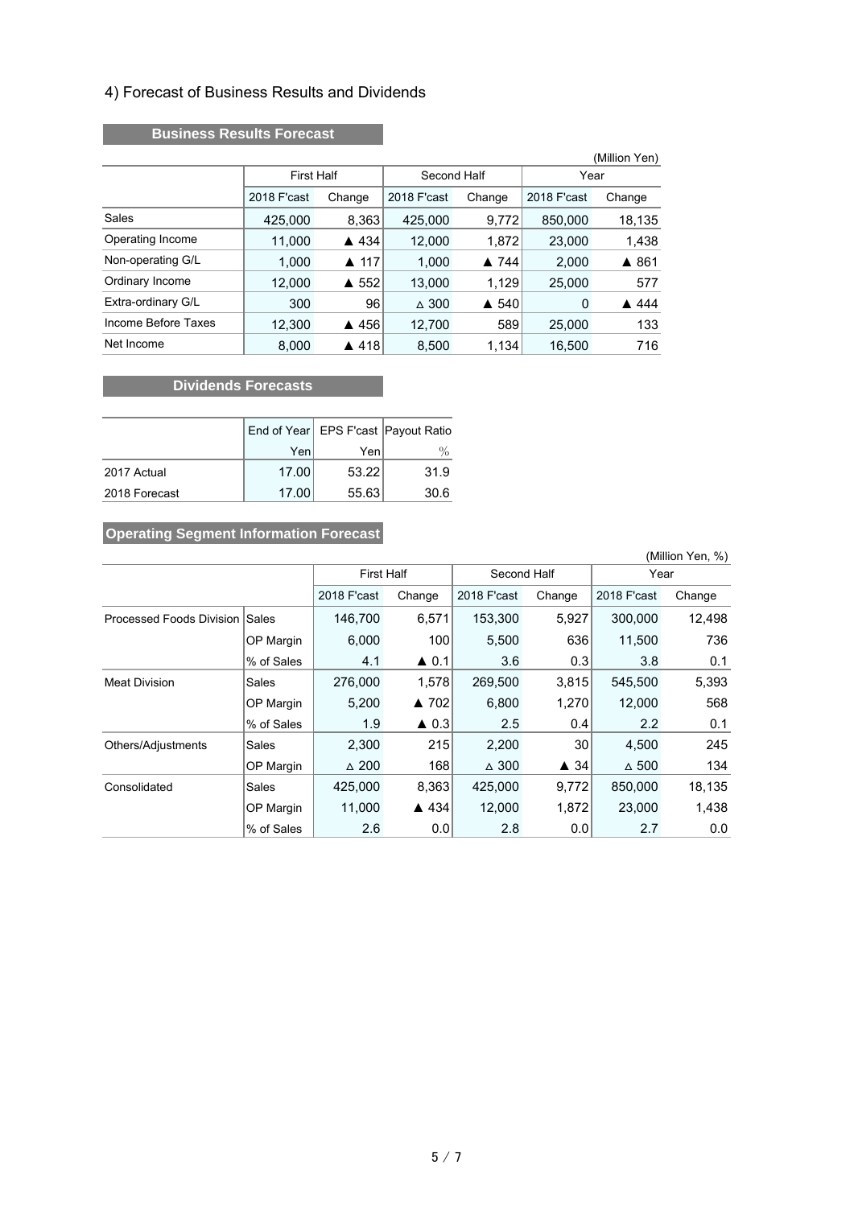## 4) Forecast of Business Results and Dividends

### Business Results Forecast

(Million Yen)

| | First Half | | Second Half | | Year | |
|---|---|---|---|---|---|---|
| | 2018 F'cast | Change | 2018 F'cast | Change | 2018 F'cast | Change |
| Sales | 425,000 | 8,363 | 425,000 | 9,772 | 850,000 | 18,135 |
| Operating Income | 11,000 | ▲ 434 | 12,000 | 1,872 | 23,000 | 1,438 |
| Non-operating G/L | 1,000 | ▲ 117 | 1,000 | ▲ 744 | 2,000 | ▲ 861 |
| Ordinary Income | 12,000 | ▲ 552 | 13,000 | 1,129 | 25,000 | 577 |
| Extra-ordinary G/L | 300 | 96 | △ 300 | ▲ 540 | 0 | ▲ 444 |
| Income Before Taxes | 12,300 | ▲ 456 | 12,700 | 589 | 25,000 | 133 |
| Net Income | 8,000 | ▲ 418 | 8,500 | 1,134 | 16,500 | 716 |

### Dividends Forecasts

| | End of Year | EPS F'cast | Payout Ratio |
|---|---|---|---|
| | Yen | Yen | % |
| 2017 Actual | 17.00 | 53.22 | 31.9 |
| 2018 Forecast | 17.00 | 55.63 | 30.6 |

### Operating Segment Information Forecast

(Million Yen, %)

| | | First Half | | Second Half | | Year | |
|---|---|---|---|---|---|---|---|
| | | 2018 F'cast | Change | 2018 F'cast | Change | 2018 F'cast | Change |
| Processed Foods Division | Sales | 146,700 | 6,571 | 153,300 | 5,927 | 300,000 | 12,498 |
| | OP Margin | 6,000 | 100 | 5,500 | 636 | 11,500 | 736 |
| | % of Sales | 4.1 | ▲ 0.1 | 3.6 | 0.3 | 3.8 | 0.1 |
| Meat Division | Sales | 276,000 | 1,578 | 269,500 | 3,815 | 545,500 | 5,393 |
| | OP Margin | 5,200 | ▲ 702 | 6,800 | 1,270 | 12,000 | 568 |
| | % of Sales | 1.9 | ▲ 0.3 | 2.5 | 0.4 | 2.2 | 0.1 |
| Others/Adjustments | Sales | 2,300 | 215 | 2,200 | 30 | 4,500 | 245 |
| | OP Margin | △ 200 | 168 | △ 300 | ▲ 34 | △ 500 | 134 |
| Consolidated | Sales | 425,000 | 8,363 | 425,000 | 9,772 | 850,000 | 18,135 |
| | OP Margin | 11,000 | ▲ 434 | 12,000 | 1,872 | 23,000 | 1,438 |
| | % of Sales | 2.6 | 0.0 | 2.8 | 0.0 | 2.7 | 0.0 |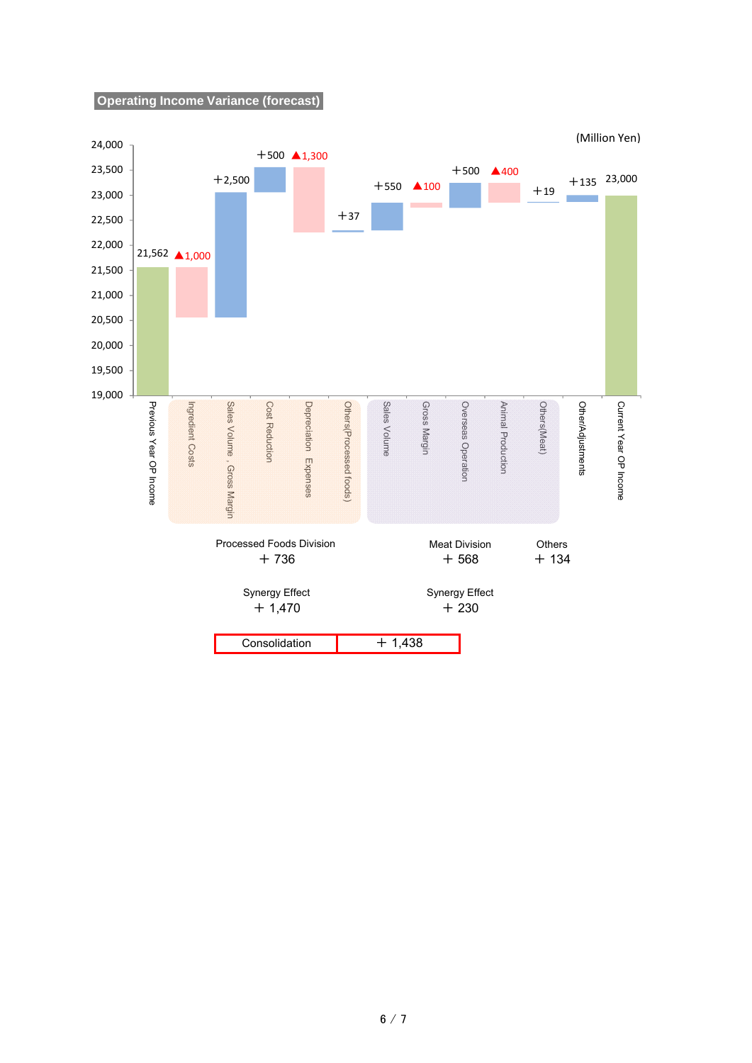## Operating Income Variance (forecast)

(Million Yen)

| Item | Variance | Value |
| --- | --- | --- |
| Previous Year OP Income | | 21,562 |
| Ingredient Costs | ▲1,000 | |
| Sales Volume , Gross Margin | ＋2,500 | |
| Cost Reduction | ＋500 | |
| Depreciation Expenses | ▲1,300 | |
| Others(Processed foods) | ＋37 | |
| Sales Volume | ＋550 | |
| Gross Margin | ▲100 | |
| Overseas Operation | ＋500 | |
| Animal Production | ▲400 | |
| Others(Meat) | ＋19 | |
| Other/Adjustments | ＋135 | |
| Current Year OP Income | | 23,000 |

| | Processed Foods Division | Meat Division | Others |
| --- | --- | --- | --- |
| Division | ＋ 736 | ＋ 568 | ＋ 134 |
| Synergy Effect | ＋ 1,470 | ＋ 230 | |

| Consolidation | ＋ 1,438 |
| --- | --- |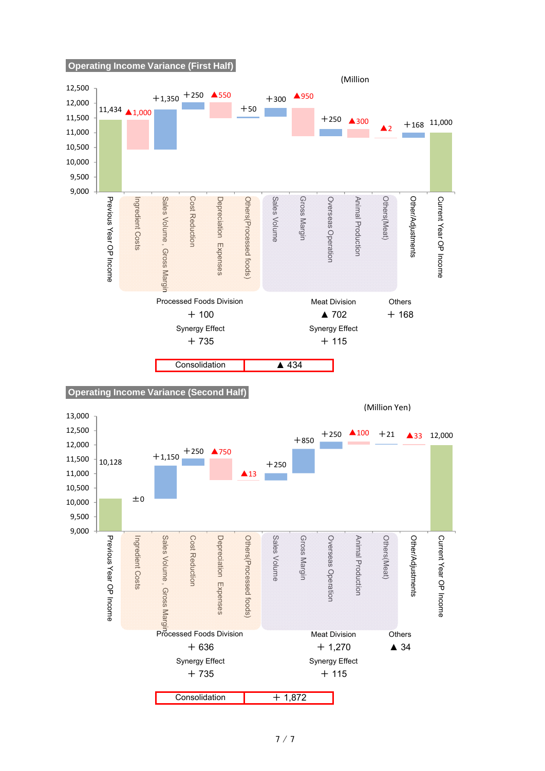## Operating Income Variance (First Half)

(Million

12,500
12,000
11,500
11,000
10,500
10,000
9,500
9,000

11,434
▲1,000
+1,350
+250
▲550
+50
+300
▲950
+250
▲300
▲2
+168
11,000

Previous Year OP Income
Ingredient Costs
Sales Volume , Gross Margin
Cost Reduction
Depreciation Expenses
Others(Processed foods)
Sales Volume
Gross Margin
Overseas Operation
Animal Production
Others(Meat)
Other/Adjustments
Current Year OP Income

Processed Foods Division
+ 100
Synergy Effect
+ 735

Meat Division
▲ 702
Synergy Effect
+ 115

Others
+ 168

| Consolidation | ▲ 434 |
|---|---|

## Operating Income Variance (Second Half)

(Million Yen)

13,000
12,500
12,000
11,500
11,000
10,500
10,000
9,500
9,000

10,128
±0
+1,150
+250
▲750
▲13
+250
+850
+250
▲100
+21
▲33
12,000

Previous Year OP Income
Ingredient Costs
Sales Volume , Gross Margin
Cost Reduction
Depreciation Expenses
Others(Processed foods)
Sales Volume
Gross Margin
Overseas Operation
Animal Production
Others(Meat)
Other/Adjustments
Current Year OP Income

Processed Foods Division
+ 636
Synergy Effect
+ 735

Meat Division
+ 1,270
Synergy Effect
+ 115

Others
▲ 34

| Consolidation | + 1,872 |
|---|---|